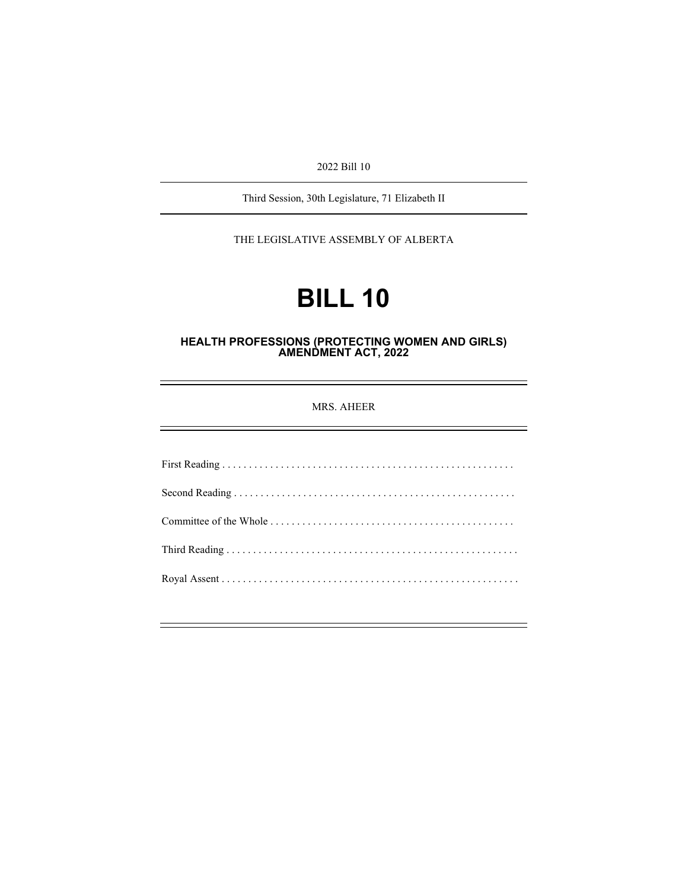2022 Bill 10

Third Session, 30th Legislature, 71 Elizabeth II

THE LEGISLATIVE ASSEMBLY OF ALBERTA

# BILL 10

## HEALTH PROFESSIONS (PROTECTING WOMEN AND GIRLS) AMENDMENT ACT, 2022

MRS. AHEER

First Reading . . . . . . . . . . . . . . . . . . . . . . . . . . . . . . . . . . . . . . . . . . . . . . . . . . . . . .

Second Reading . . . . . . . . . . . . . . . . . . . . . . . . . . . . . . . . . . . . . . . . . . . . . . . . . . . . .

Committee of the Whole . . . . . . . . . . . . . . . . . . . . . . . . . . . . . . . . . . . . . . . . . . . . . .

Third Reading . . . . . . . . . . . . . . . . . . . . . . . . . . . . . . . . . . . . . . . . . . . . . . . . . . . . . . .

Royal Assent . . . . . . . . . . . . . . . . . . . . . . . . . . . . . . . . . . . . . . . . . . . . . . . . . . . . . . . .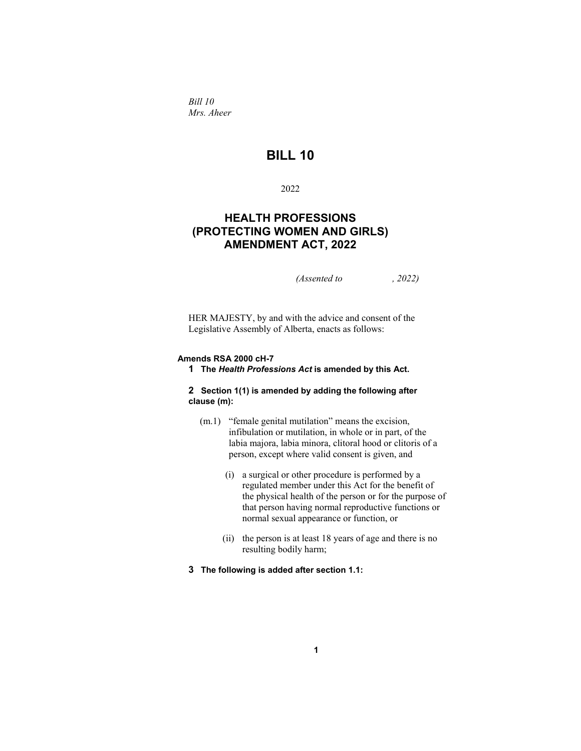*Bill 10*
*Mrs. Aheer*

# BILL 10

2022

## HEALTH PROFESSIONS (PROTECTING WOMEN AND GIRLS) AMENDMENT ACT, 2022

*(Assented to , 2022)*

HER MAJESTY, by and with the advice and consent of the Legislative Assembly of Alberta, enacts as follows:

**Amends RSA 2000 cH-7**

**1 The *Health Professions Act* is amended by this Act.**

**2 Section 1(1) is amended by adding the following after clause (m):**

(m.1) "female genital mutilation" means the excision, infibulation or mutilation, in whole or in part, of the labia majora, labia minora, clitoral hood or clitoris of a person, except where valid consent is given, and

(i) a surgical or other procedure is performed by a regulated member under this Act for the benefit of the physical health of the person or for the purpose of that person having normal reproductive functions or normal sexual appearance or function, or

(ii) the person is at least 18 years of age and there is no resulting bodily harm;

**3 The following is added after section 1.1:**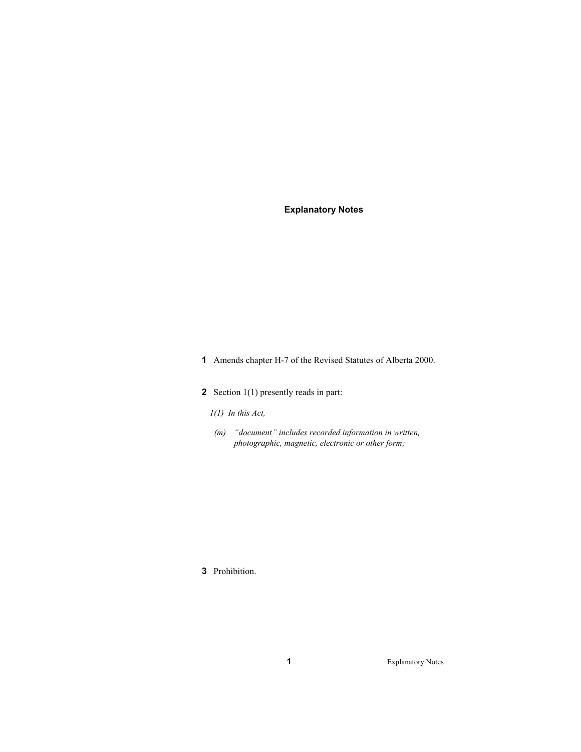## Explanatory Notes

**1** Amends chapter H-7 of the Revised Statutes of Alberta 2000.

**2** Section 1(1) presently reads in part:

*1(1) In this Act,*

*(m) "document" includes recorded information in written, photographic, magnetic, electronic or other form;*

**3** Prohibition.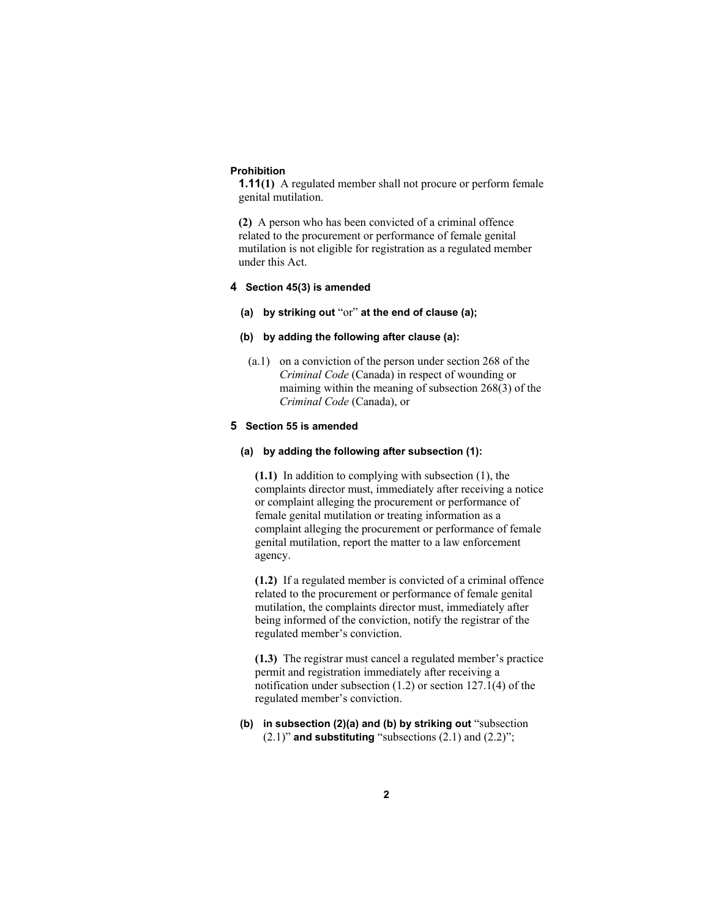**Prohibition**

**1.11(1)** A regulated member shall not procure or perform female genital mutilation.

**(2)** A person who has been convicted of a criminal offence related to the procurement or performance of female genital mutilation is not eligible for registration as a regulated member under this Act.

**4 Section 45(3) is amended**

**(a) by striking out** "or" **at the end of clause (a);**

**(b) by adding the following after clause (a):**

(a.1) on a conviction of the person under section 268 of the *Criminal Code* (Canada) in respect of wounding or maiming within the meaning of subsection 268(3) of the *Criminal Code* (Canada), or

**5 Section 55 is amended**

**(a) by adding the following after subsection (1):**

**(1.1)** In addition to complying with subsection (1), the complaints director must, immediately after receiving a notice or complaint alleging the procurement or performance of female genital mutilation or treating information as a complaint alleging the procurement or performance of female genital mutilation, report the matter to a law enforcement agency.

**(1.2)** If a regulated member is convicted of a criminal offence related to the procurement or performance of female genital mutilation, the complaints director must, immediately after being informed of the conviction, notify the registrar of the regulated member's conviction.

**(1.3)** The registrar must cancel a regulated member's practice permit and registration immediately after receiving a notification under subsection (1.2) or section 127.1(4) of the regulated member's conviction.

**(b) in subsection (2)(a) and (b) by striking out** "subsection (2.1)" **and substituting** "subsections (2.1) and (2.2)";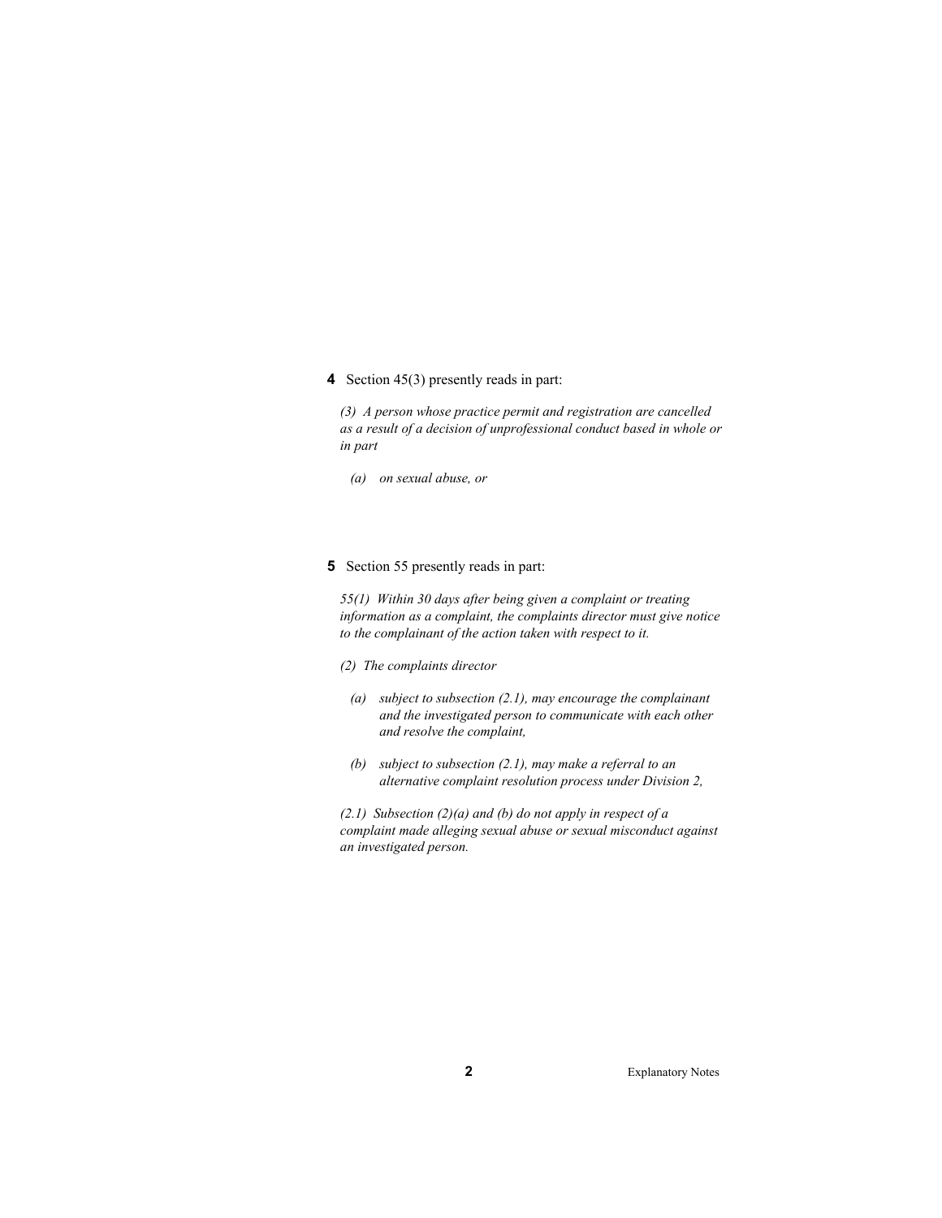**4** Section 45(3) presently reads in part:

*(3) A person whose practice permit and registration are cancelled as a result of a decision of unprofessional conduct based in whole or in part*

*(a) on sexual abuse, or*

**5** Section 55 presently reads in part:

*55(1) Within 30 days after being given a complaint or treating information as a complaint, the complaints director must give notice to the complainant of the action taken with respect to it.*

*(2) The complaints director*

*(a) subject to subsection (2.1), may encourage the complainant and the investigated person to communicate with each other and resolve the complaint,*

*(b) subject to subsection (2.1), may make a referral to an alternative complaint resolution process under Division 2,*

*(2.1) Subsection (2)(a) and (b) do not apply in respect of a complaint made alleging sexual abuse or sexual misconduct against an investigated person.*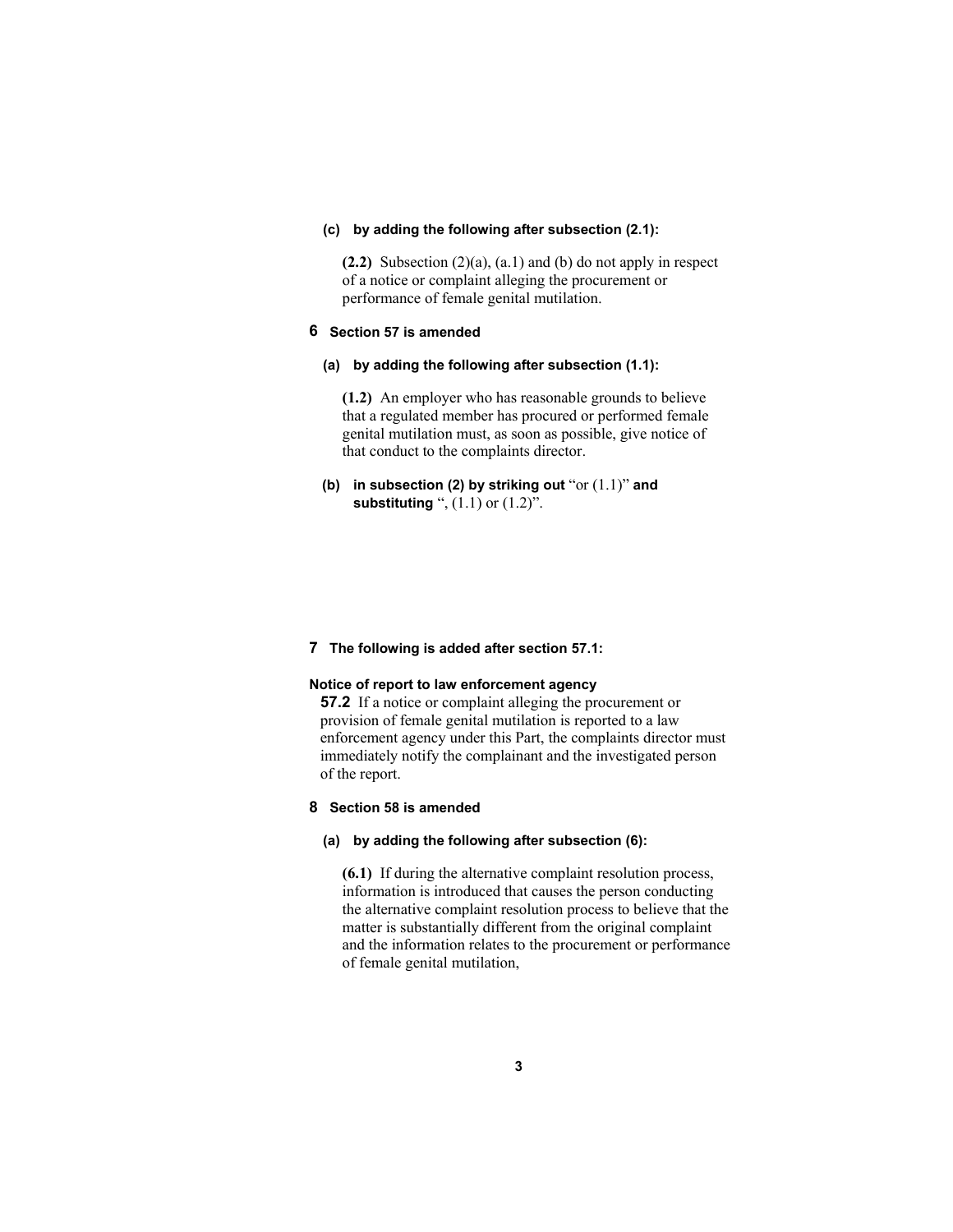**(c) by adding the following after subsection (2.1):**

**(2.2)** Subsection (2)(a), (a.1) and (b) do not apply in respect of a notice or complaint alleging the procurement or performance of female genital mutilation.

**6 Section 57 is amended**

**(a) by adding the following after subsection (1.1):**

**(1.2)** An employer who has reasonable grounds to believe that a regulated member has procured or performed female genital mutilation must, as soon as possible, give notice of that conduct to the complaints director.

**(b) in subsection (2) by striking out** "or (1.1)" **and substituting** ", (1.1) or (1.2)".

**7 The following is added after section 57.1:**

**Notice of report to law enforcement agency**

**57.2** If a notice or complaint alleging the procurement or provision of female genital mutilation is reported to a law enforcement agency under this Part, the complaints director must immediately notify the complainant and the investigated person of the report.

**8 Section 58 is amended**

**(a) by adding the following after subsection (6):**

**(6.1)** If during the alternative complaint resolution process, information is introduced that causes the person conducting the alternative complaint resolution process to believe that the matter is substantially different from the original complaint and the information relates to the procurement or performance of female genital mutilation,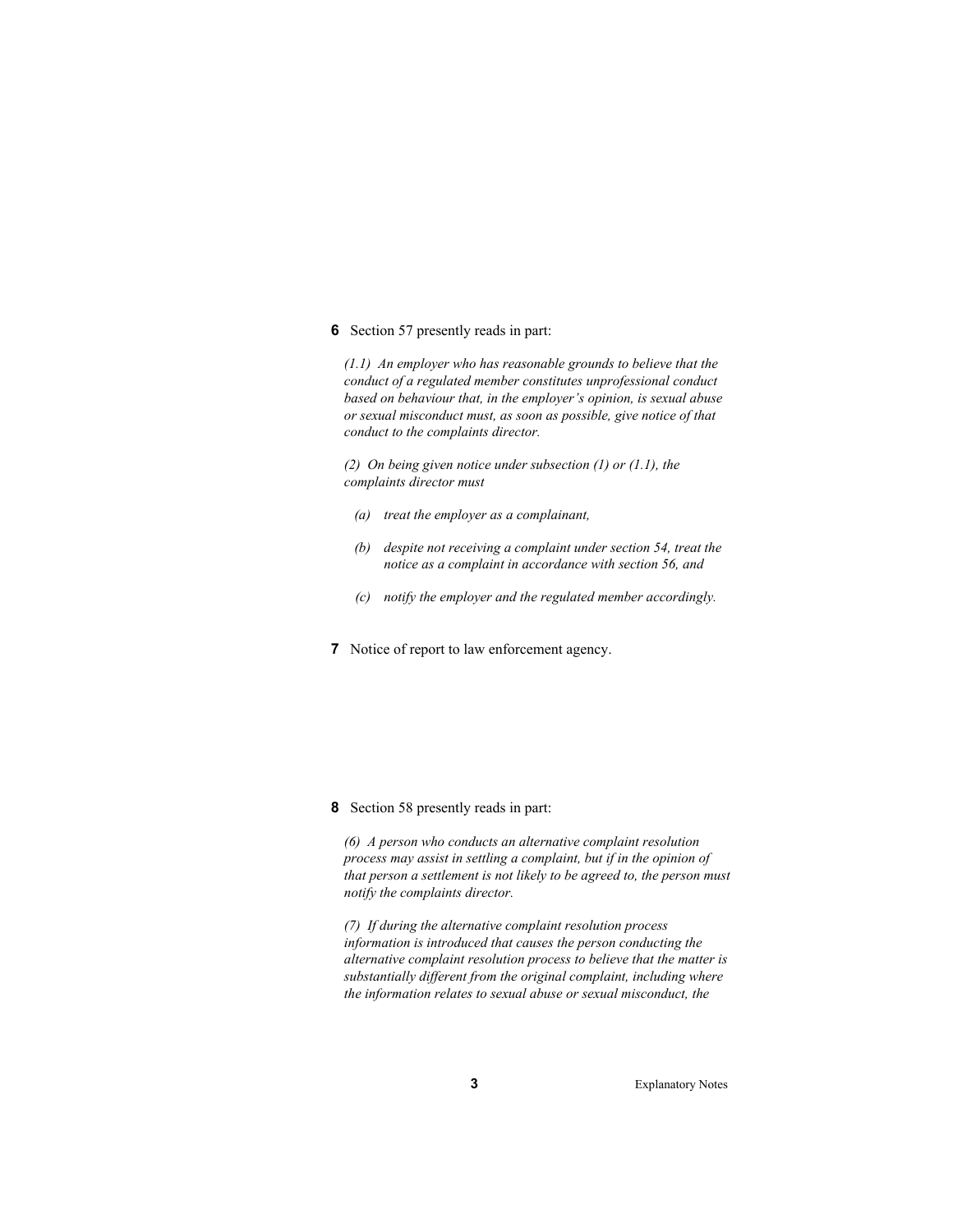**6** Section 57 presently reads in part:

*(1.1) An employer who has reasonable grounds to believe that the conduct of a regulated member constitutes unprofessional conduct based on behaviour that, in the employer's opinion, is sexual abuse or sexual misconduct must, as soon as possible, give notice of that conduct to the complaints director.*

*(2) On being given notice under subsection (1) or (1.1), the complaints director must*

- *(a) treat the employer as a complainant,*
- *(b) despite not receiving a complaint under section 54, treat the notice as a complaint in accordance with section 56, and*
- *(c) notify the employer and the regulated member accordingly.*

**7** Notice of report to law enforcement agency.

**8** Section 58 presently reads in part:

*(6) A person who conducts an alternative complaint resolution process may assist in settling a complaint, but if in the opinion of that person a settlement is not likely to be agreed to, the person must notify the complaints director.*

*(7) If during the alternative complaint resolution process information is introduced that causes the person conducting the alternative complaint resolution process to believe that the matter is substantially different from the original complaint, including where the information relates to sexual abuse or sexual misconduct, the*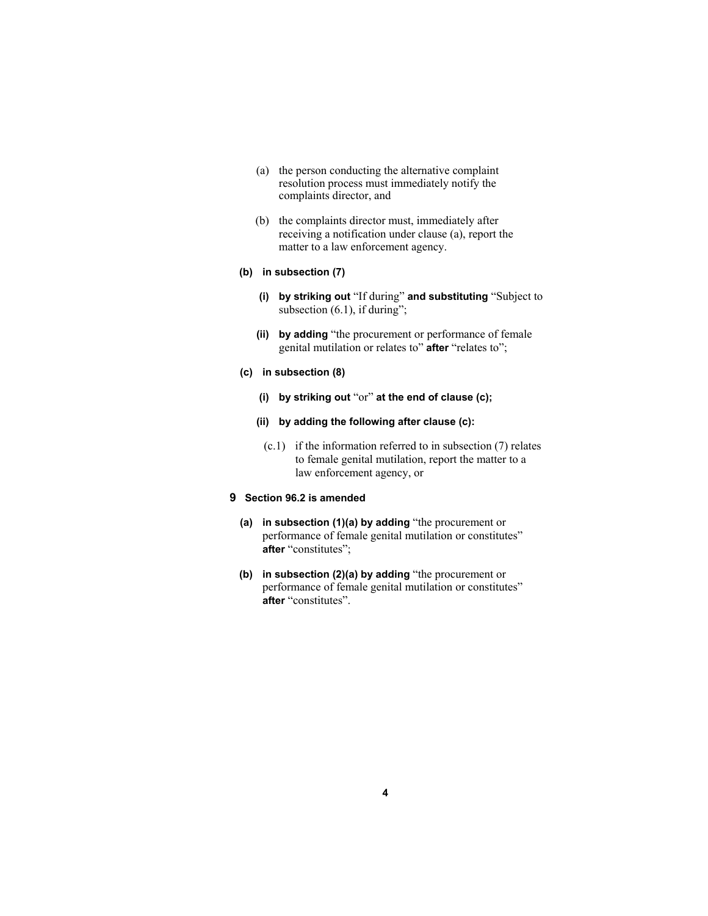(a) the person conducting the alternative complaint resolution process must immediately notify the complaints director, and

(b) the complaints director must, immediately after receiving a notification under clause (a), report the matter to a law enforcement agency.

**(b) in subsection (7)**

**(i) by striking out** "If during" **and substituting** "Subject to subsection (6.1), if during";

**(ii) by adding** "the procurement or performance of female genital mutilation or relates to" **after** "relates to";

**(c) in subsection (8)**

**(i) by striking out** "or" **at the end of clause (c);**

**(ii) by adding the following after clause (c):**

(c.1) if the information referred to in subsection (7) relates to female genital mutilation, report the matter to a law enforcement agency, or

**9 Section 96.2 is amended**

**(a) in subsection (1)(a) by adding** "the procurement or performance of female genital mutilation or constitutes" **after** "constitutes";

**(b) in subsection (2)(a) by adding** "the procurement or performance of female genital mutilation or constitutes" **after** "constitutes".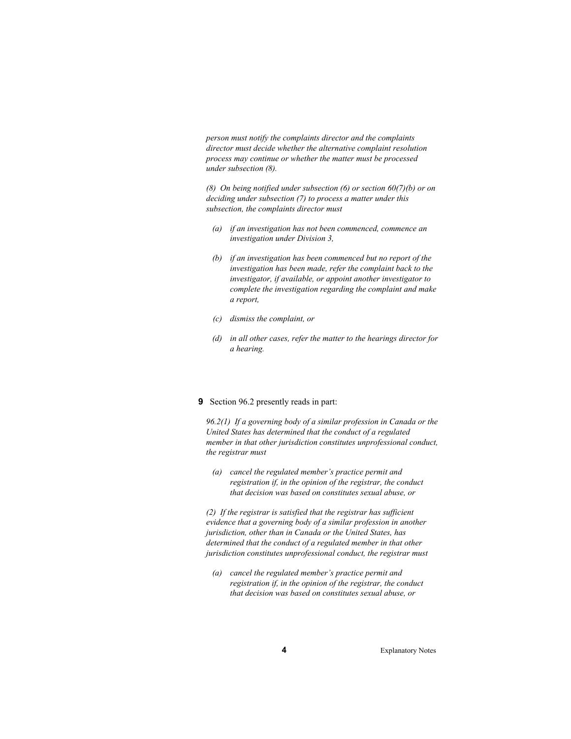*person must notify the complaints director and the complaints director must decide whether the alternative complaint resolution process may continue or whether the matter must be processed under subsection (8).*

*(8) On being notified under subsection (6) or section 60(7)(b) or on deciding under subsection (7) to process a matter under this subsection, the complaints director must*

- *(a) if an investigation has not been commenced, commence an investigation under Division 3,*
- *(b) if an investigation has been commenced but no report of the investigation has been made, refer the complaint back to the investigator, if available, or appoint another investigator to complete the investigation regarding the complaint and make a report,*
- *(c) dismiss the complaint, or*
- *(d) in all other cases, refer the matter to the hearings director for a hearing.*

**9** Section 96.2 presently reads in part:

*96.2(1) If a governing body of a similar profession in Canada or the United States has determined that the conduct of a regulated member in that other jurisdiction constitutes unprofessional conduct, the registrar must*

- *(a) cancel the regulated member's practice permit and registration if, in the opinion of the registrar, the conduct that decision was based on constitutes sexual abuse, or*

*(2) If the registrar is satisfied that the registrar has sufficient evidence that a governing body of a similar profession in another jurisdiction, other than in Canada or the United States, has determined that the conduct of a regulated member in that other jurisdiction constitutes unprofessional conduct, the registrar must*

- *(a) cancel the regulated member's practice permit and registration if, in the opinion of the registrar, the conduct that decision was based on constitutes sexual abuse, or*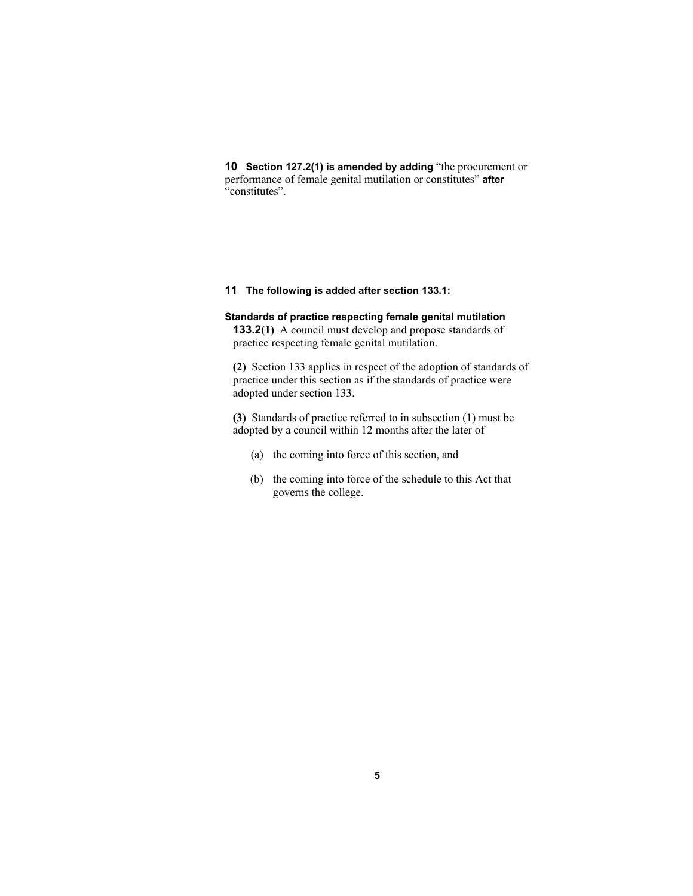**10** **Section 127.2(1) is amended by adding** "the procurement or performance of female genital mutilation or constitutes" **after** "constitutes".

**11** **The following is added after section 133.1:**

**Standards of practice respecting female genital mutilation**

**133.2(1)** A council must develop and propose standards of practice respecting female genital mutilation.

**(2)** Section 133 applies in respect of the adoption of standards of practice under this section as if the standards of practice were adopted under section 133.

**(3)** Standards of practice referred to in subsection (1) must be adopted by a council within 12 months after the later of

(a) the coming into force of this section, and

(b) the coming into force of the schedule to this Act that governs the college.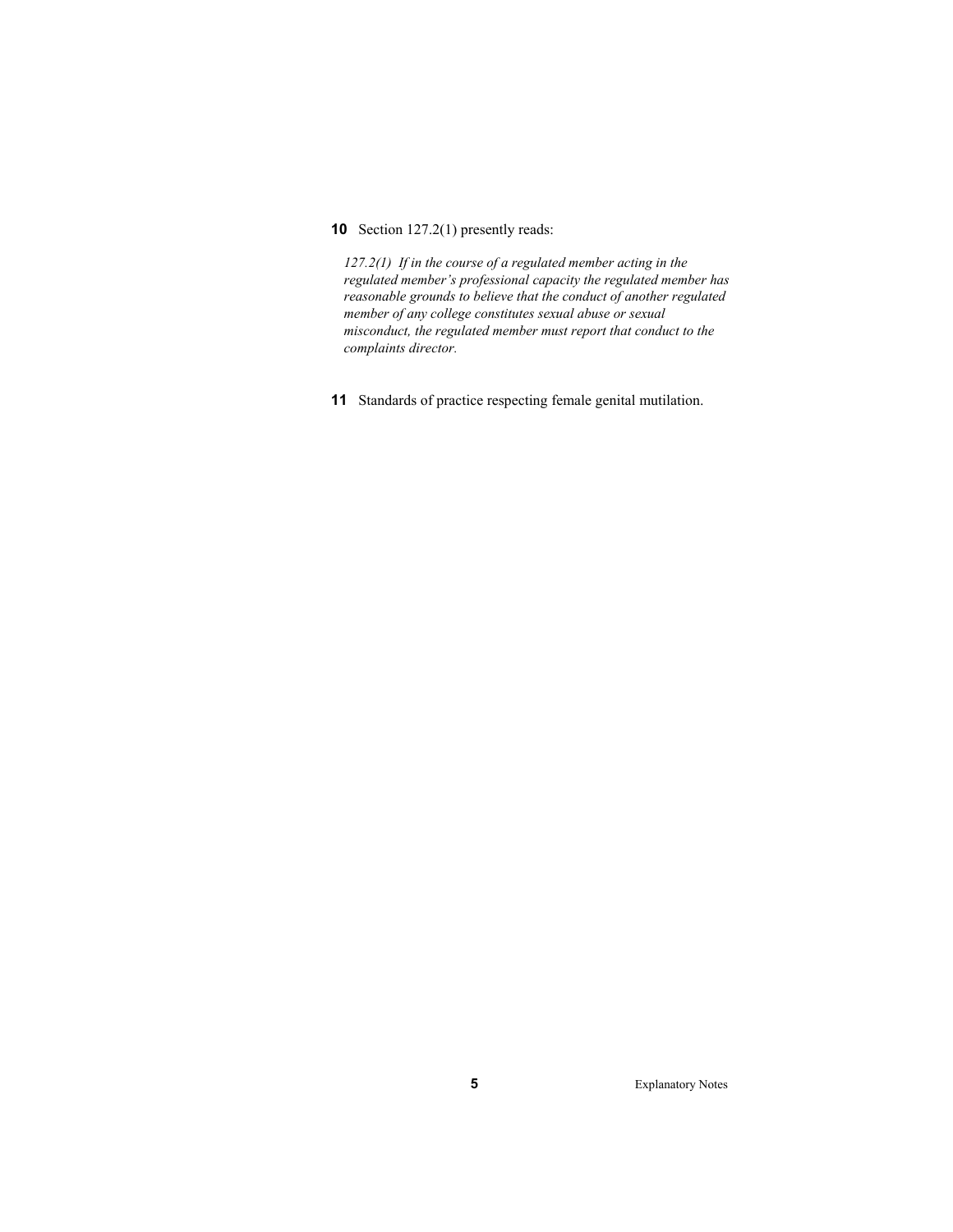**10** Section 127.2(1) presently reads:

*127.2(1) If in the course of a regulated member acting in the regulated member's professional capacity the regulated member has reasonable grounds to believe that the conduct of another regulated member of any college constitutes sexual abuse or sexual misconduct, the regulated member must report that conduct to the complaints director.*

**11** Standards of practice respecting female genital mutilation.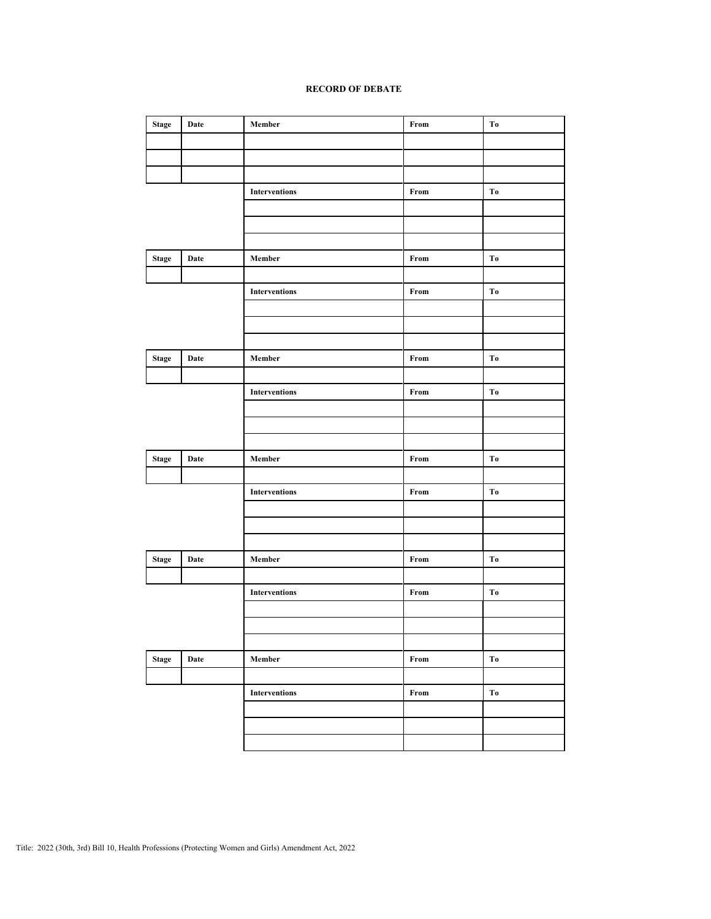# RECORD OF DEBATE

| Stage | Date | Member | From | To |
|---|---|---|---|---|
| | | | | |
| | | | | |
| | | | | |
| | | **Interventions** | **From** | **To** |
| | | | | |
| | | | | |
| | | | | |
| **Stage** | **Date** | **Member** | **From** | **To** |
| | | | | |
| | | **Interventions** | **From** | **To** |
| | | | | |
| | | | | |
| | | | | |
| **Stage** | **Date** | **Member** | **From** | **To** |
| | | | | |
| | | **Interventions** | **From** | **To** |
| | | | | |
| | | | | |
| | | | | |
| **Stage** | **Date** | **Member** | **From** | **To** |
| | | | | |
| | | **Interventions** | **From** | **To** |
| | | | | |
| | | | | |
| | | | | |
| **Stage** | **Date** | **Member** | **From** | **To** |
| | | | | |
| | | **Interventions** | **From** | **To** |
| | | | | |
| | | | | |
| | | | | |
| **Stage** | **Date** | **Member** | **From** | **To** |
| | | | | |
| | | **Interventions** | **From** | **To** |
| | | | | |
| | | | | |
| | | | | |

Title: 2022 (30th, 3rd) Bill 10, Health Professions (Protecting Women and Girls) Amendment Act, 2022